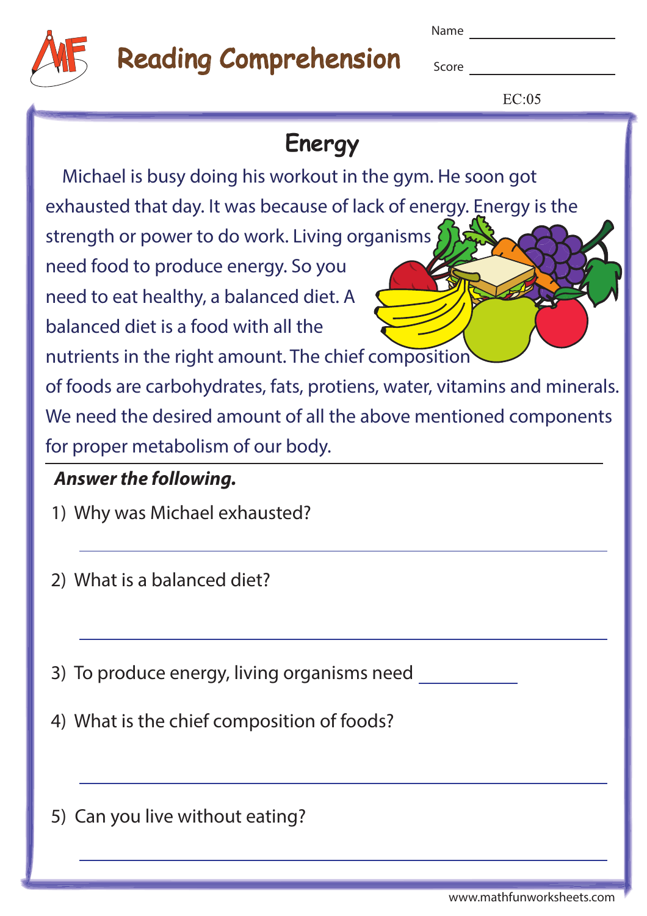# Reading Comprehension

Name ______________

Score ______________

EC:05

## Energy

Michael is busy doing his workout in the gym. He soon got exhausted that day. It was because of lack of energy. Energy is the strength or power to do work. Living organisms need food to produce energy. So you need to eat healthy, a balanced diet. A balanced diet is a food with all the nutrients in the right amount. The chief composition of foods are carbohydrates, fats, protiens, water, vitamins and minerals. We need the desired amount of all the above mentioned components for proper metabolism of our body.

***Answer the following.***

1) Why was Michael exhausted?

______________________________

2) What is a balanced diet?

______________________________

3) To produce energy, living organisms need __________

4) What is the chief composition of foods?

______________________________

5) Can you live without eating?

______________________________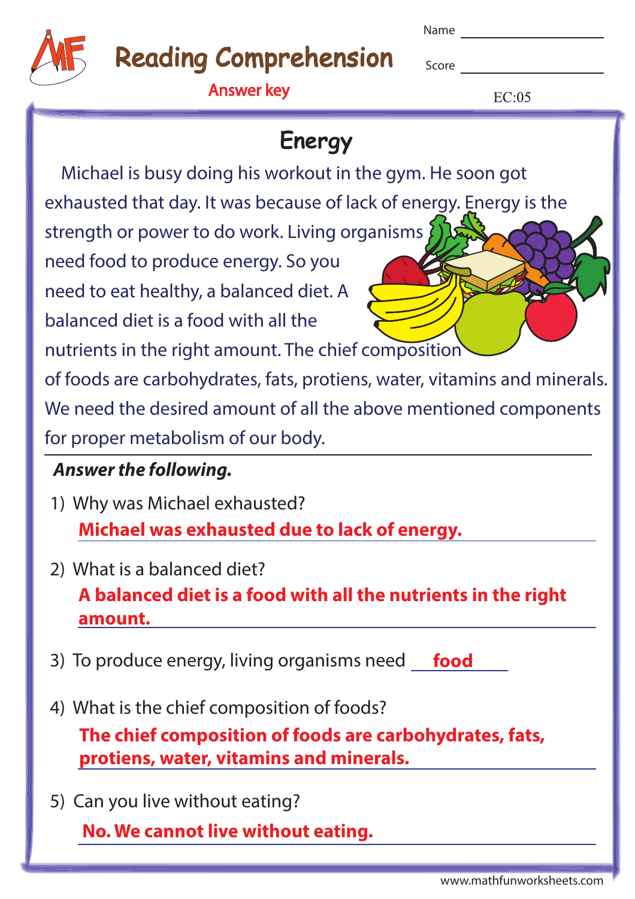# Reading Comprehension

Answer key

Name ______________

Score ______________

EC:05

## Energy

Michael is busy doing his workout in the gym. He soon got exhausted that day. It was because of lack of energy. Energy is the strength or power to do work. Living organisms need food to produce energy. So you need to eat healthy, a balanced diet. A balanced diet is a food with all the nutrients in the right amount. The chief composition of foods are carbohydrates, fats, protiens, water, vitamins and minerals. We need the desired amount of all the above mentioned components for proper metabolism of our body.

***Answer the following.***

1) Why was Michael exhausted?

   **Michael was exhausted due to lack of energy.**

2) What is a balanced diet?

   **A balanced diet is a food with all the nutrients in the right amount.**

3) To produce energy, living organisms need **food**

4) What is the chief composition of foods?

   **The chief composition of foods are carbohydrates, fats, protiens, water, vitamins and minerals.**

5) Can you live without eating?

   **No. We cannot live without eating.**